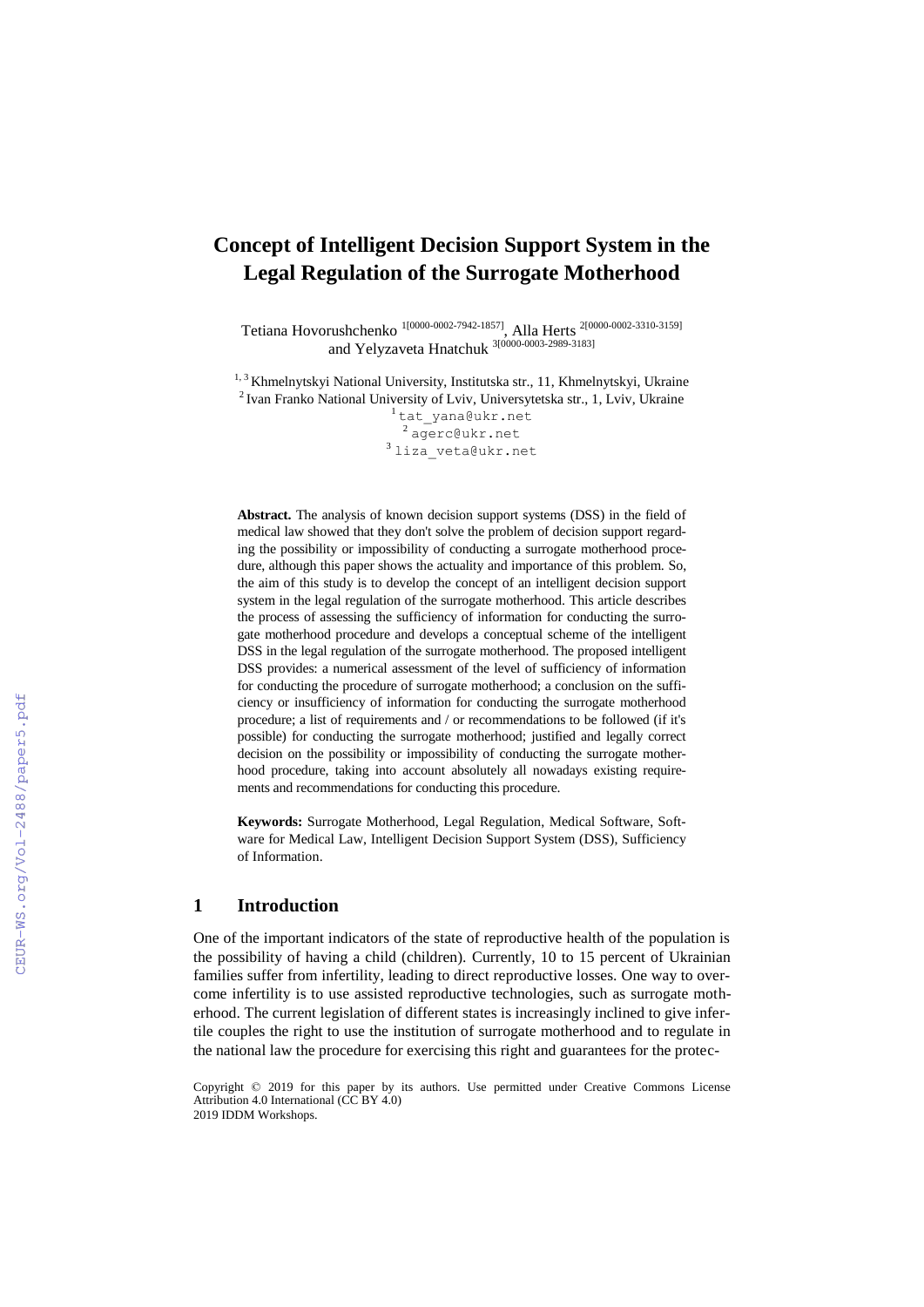# Concept of Intelligent Decision Support System in the Legal Regulation of the Surrogate Motherhood

Tetiana Hovorushchenko [1[0000-0002-7942-1857]], Alla Herts [2[0000-0002-3310-3159]] and Yelyzaveta Hnatchuk [3[0000-0003-2989-3183]]

[1, 3] Khmelnytskyi National University, Institutska str., 11, Khmelnytskyi, Ukraine
[2] Ivan Franko National University of Lviv, Universytetska str., 1, Lviv, Ukraine
[1] tat_yana@ukr.net
[2] agerc@ukr.net
[3] liza_veta@ukr.net

**Abstract.** The analysis of known decision support systems (DSS) in the field of medical law showed that they don't solve the problem of decision support regarding the possibility or impossibility of conducting a surrogate motherhood procedure, although this paper shows the actuality and importance of this problem. So, the aim of this study is to develop the concept of an intelligent decision support system in the legal regulation of the surrogate motherhood. This article describes the process of assessing the sufficiency of information for conducting the surrogate motherhood procedure and develops a conceptual scheme of the intelligent DSS in the legal regulation of the surrogate motherhood. The proposed intelligent DSS provides: a numerical assessment of the level of sufficiency of information for conducting the procedure of surrogate motherhood; a conclusion on the sufficiency or insufficiency of information for conducting the surrogate motherhood procedure; a list of requirements and / or recommendations to be followed (if it's possible) for conducting the surrogate motherhood; justified and legally correct decision on the possibility or impossibility of conducting the surrogate motherhood procedure, taking into account absolutely all nowadays existing requirements and recommendations for conducting this procedure.

**Keywords:** Surrogate Motherhood, Legal Regulation, Medical Software, Software for Medical Law, Intelligent Decision Support System (DSS), Sufficiency of Information.

## 1 Introduction

One of the important indicators of the state of reproductive health of the population is the possibility of having a child (children). Currently, 10 to 15 percent of Ukrainian families suffer from infertility, leading to direct reproductive losses. One way to overcome infertility is to use assisted reproductive technologies, such as surrogate motherhood. The current legislation of different states is increasingly inclined to give infertile couples the right to use the institution of surrogate motherhood and to regulate in the national law the procedure for exercising this right and guarantees for the protec-

Copyright © 2019 for this paper by its authors. Use permitted under Creative Commons License Attribution 4.0 International (CC BY 4.0)
2019 IDDM Workshops.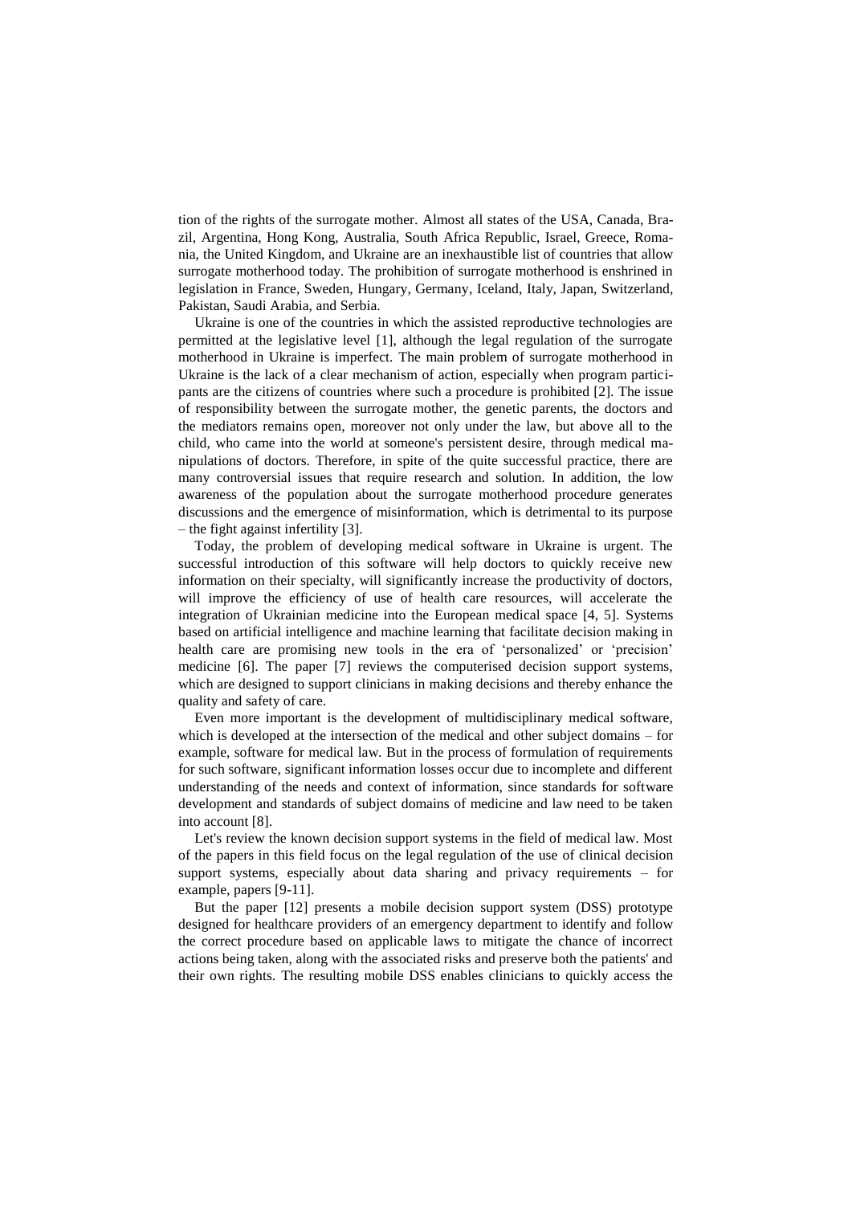tion of the rights of the surrogate mother. Almost all states of the USA, Canada, Brazil, Argentina, Hong Kong, Australia, South Africa Republic, Israel, Greece, Romania, the United Kingdom, and Ukraine are an inexhaustible list of countries that allow surrogate motherhood today. The prohibition of surrogate motherhood is enshrined in legislation in France, Sweden, Hungary, Germany, Iceland, Italy, Japan, Switzerland, Pakistan, Saudi Arabia, and Serbia.

Ukraine is one of the countries in which the assisted reproductive technologies are permitted at the legislative level [1], although the legal regulation of the surrogate motherhood in Ukraine is imperfect. The main problem of surrogate motherhood in Ukraine is the lack of a clear mechanism of action, especially when program participants are the citizens of countries where such a procedure is prohibited [2]. The issue of responsibility between the surrogate mother, the genetic parents, the doctors and the mediators remains open, moreover not only under the law, but above all to the child, who came into the world at someone's persistent desire, through medical manipulations of doctors. Therefore, in spite of the quite successful practice, there are many controversial issues that require research and solution. In addition, the low awareness of the population about the surrogate motherhood procedure generates discussions and the emergence of misinformation, which is detrimental to its purpose – the fight against infertility [3].

Today, the problem of developing medical software in Ukraine is urgent. The successful introduction of this software will help doctors to quickly receive new information on their specialty, will significantly increase the productivity of doctors, will improve the efficiency of use of health care resources, will accelerate the integration of Ukrainian medicine into the European medical space [4, 5]. Systems based on artificial intelligence and machine learning that facilitate decision making in health care are promising new tools in the era of 'personalized' or 'precision' medicine [6]. The paper [7] reviews the computerised decision support systems, which are designed to support clinicians in making decisions and thereby enhance the quality and safety of care.

Even more important is the development of multidisciplinary medical software, which is developed at the intersection of the medical and other subject domains – for example, software for medical law. But in the process of formulation of requirements for such software, significant information losses occur due to incomplete and different understanding of the needs and context of information, since standards for software development and standards of subject domains of medicine and law need to be taken into account [8].

Let's review the known decision support systems in the field of medical law. Most of the papers in this field focus on the legal regulation of the use of clinical decision support systems, especially about data sharing and privacy requirements – for example, papers [9-11].

But the paper [12] presents a mobile decision support system (DSS) prototype designed for healthcare providers of an emergency department to identify and follow the correct procedure based on applicable laws to mitigate the chance of incorrect actions being taken, along with the associated risks and preserve both the patients' and their own rights. The resulting mobile DSS enables clinicians to quickly access the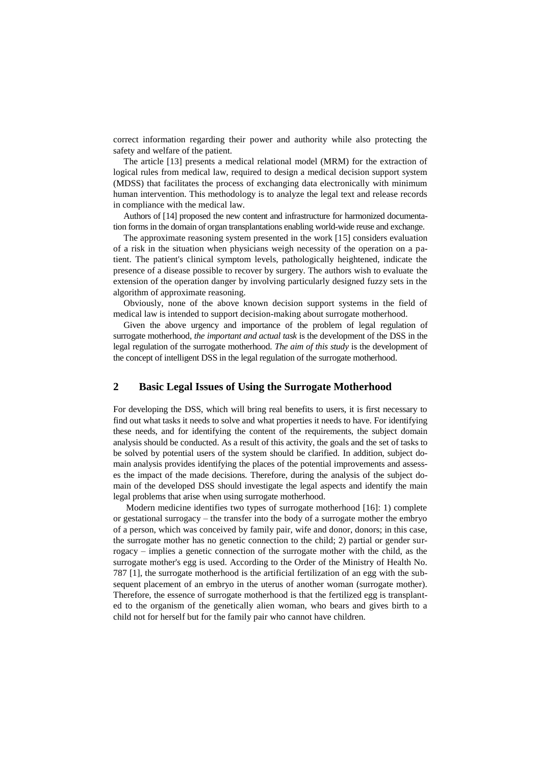correct information regarding their power and authority while also protecting the safety and welfare of the patient.

The article [13] presents a medical relational model (MRM) for the extraction of logical rules from medical law, required to design a medical decision support system (MDSS) that facilitates the process of exchanging data electronically with minimum human intervention. This methodology is to analyze the legal text and release records in compliance with the medical law.

Authors of [14] proposed the new content and infrastructure for harmonized documentation forms in the domain of organ transplantations enabling world-wide reuse and exchange.

The approximate reasoning system presented in the work [15] considers evaluation of a risk in the situation when physicians weigh necessity of the operation on a patient. The patient's clinical symptom levels, pathologically heightened, indicate the presence of a disease possible to recover by surgery. The authors wish to evaluate the extension of the operation danger by involving particularly designed fuzzy sets in the algorithm of approximate reasoning.

Obviously, none of the above known decision support systems in the field of medical law is intended to support decision-making about surrogate motherhood.

Given the above urgency and importance of the problem of legal regulation of surrogate motherhood, *the important and actual task* is the development of the DSS in the legal regulation of the surrogate motherhood. *The aim of this study* is the development of the concept of intelligent DSS in the legal regulation of the surrogate motherhood.

## 2 Basic Legal Issues of Using the Surrogate Motherhood

For developing the DSS, which will bring real benefits to users, it is first necessary to find out what tasks it needs to solve and what properties it needs to have. For identifying these needs, and for identifying the content of the requirements, the subject domain analysis should be conducted. As a result of this activity, the goals and the set of tasks to be solved by potential users of the system should be clarified. In addition, subject domain analysis provides identifying the places of the potential improvements and assesses the impact of the made decisions. Therefore, during the analysis of the subject domain of the developed DSS should investigate the legal aspects and identify the main legal problems that arise when using surrogate motherhood.

Modern medicine identifies two types of surrogate motherhood [16]: 1) complete or gestational surrogacy – the transfer into the body of a surrogate mother the embryo of a person, which was conceived by family pair, wife and donor, donors; in this case, the surrogate mother has no genetic connection to the child; 2) partial or gender surrogacy – implies a genetic connection of the surrogate mother with the child, as the surrogate mother's egg is used. According to the Order of the Ministry of Health No. 787 [1], the surrogate motherhood is the artificial fertilization of an egg with the subsequent placement of an embryo in the uterus of another woman (surrogate mother). Therefore, the essence of surrogate motherhood is that the fertilized egg is transplanted to the organism of the genetically alien woman, who bears and gives birth to a child not for herself but for the family pair who cannot have children.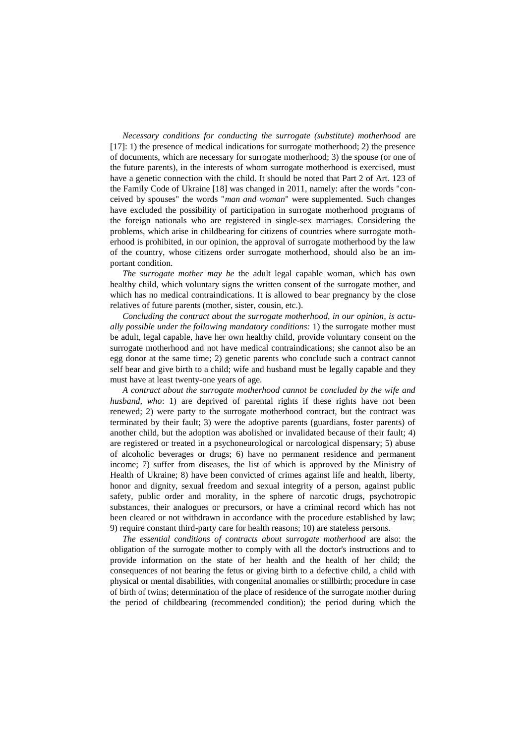*Necessary conditions for conducting the surrogate (substitute) motherhood* are [17]: 1) the presence of medical indications for surrogate motherhood; 2) the presence of documents, which are necessary for surrogate motherhood; 3) the spouse (or one of the future parents), in the interests of whom surrogate motherhood is exercised, must have a genetic connection with the child. It should be noted that Part 2 of Art. 123 of the Family Code of Ukraine [18] was changed in 2011, namely: after the words "conceived by spouses" the words "*man and woman*" were supplemented. Such changes have excluded the possibility of participation in surrogate motherhood programs of the foreign nationals who are registered in single-sex marriages. Considering the problems, which arise in childbearing for citizens of countries where surrogate motherhood is prohibited, in our opinion, the approval of surrogate motherhood by the law of the country, whose citizens order surrogate motherhood, should also be an important condition.

*The surrogate mother may be* the adult legal capable woman, which has own healthy child, which voluntary signs the written consent of the surrogate mother, and which has no medical contraindications. It is allowed to bear pregnancy by the close relatives of future parents (mother, sister, cousin, etc.).

*Concluding the contract about the surrogate motherhood, in our opinion, is actually possible under the following mandatory conditions:* 1) the surrogate mother must be adult, legal capable, have her own healthy child, provide voluntary consent on the surrogate motherhood and not have medical contraindications; she cannot also be an egg donor at the same time; 2) genetic parents who conclude such a contract cannot self bear and give birth to a child; wife and husband must be legally capable and they must have at least twenty-one years of age.

*A contract about the surrogate motherhood cannot be concluded by the wife and husband, who*: 1) are deprived of parental rights if these rights have not been renewed; 2) were party to the surrogate motherhood contract, but the contract was terminated by their fault; 3) were the adoptive parents (guardians, foster parents) of another child, but the adoption was abolished or invalidated because of their fault; 4) are registered or treated in a psychoneurological or narcological dispensary; 5) abuse of alcoholic beverages or drugs; 6) have no permanent residence and permanent income; 7) suffer from diseases, the list of which is approved by the Ministry of Health of Ukraine; 8) have been convicted of crimes against life and health, liberty, honor and dignity, sexual freedom and sexual integrity of a person, against public safety, public order and morality, in the sphere of narcotic drugs, psychotropic substances, their analogues or precursors, or have a criminal record which has not been cleared or not withdrawn in accordance with the procedure established by law; 9) require constant third-party care for health reasons; 10) are stateless persons.

*The essential conditions of contracts about surrogate motherhood* are also: the obligation of the surrogate mother to comply with all the doctor's instructions and to provide information on the state of her health and the health of her child; the consequences of not bearing the fetus or giving birth to a defective child, a child with physical or mental disabilities, with congenital anomalies or stillbirth; procedure in case of birth of twins; determination of the place of residence of the surrogate mother during the period of childbearing (recommended condition); the period during which the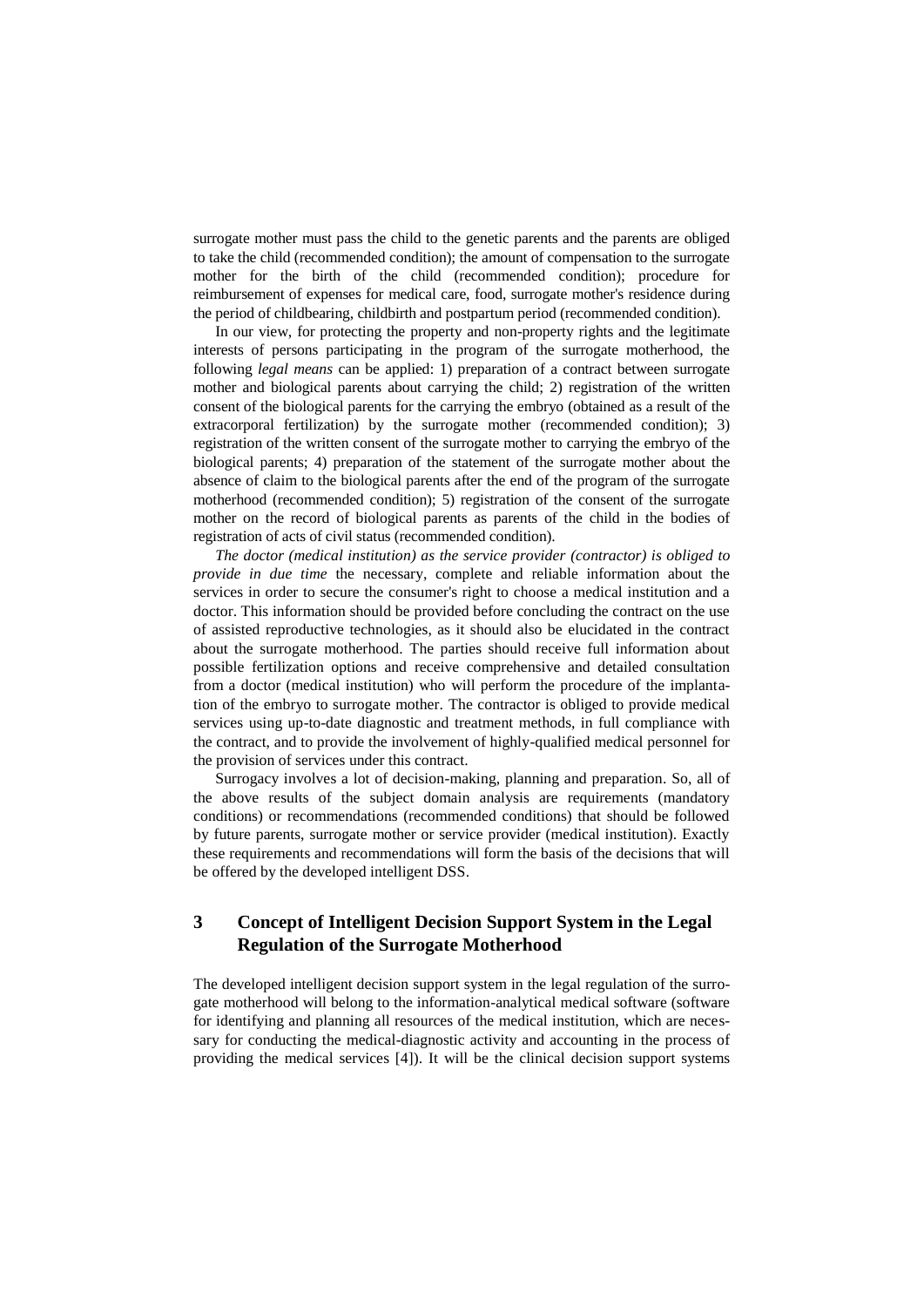surrogate mother must pass the child to the genetic parents and the parents are obliged to take the child (recommended condition); the amount of compensation to the surrogate mother for the birth of the child (recommended condition); procedure for reimbursement of expenses for medical care, food, surrogate mother's residence during the period of childbearing, childbirth and postpartum period (recommended condition).

In our view, for protecting the property and non-property rights and the legitimate interests of persons participating in the program of the surrogate motherhood, the following *legal means* can be applied: 1) preparation of a contract between surrogate mother and biological parents about carrying the child; 2) registration of the written consent of the biological parents for the carrying the embryo (obtained as a result of the extracorporal fertilization) by the surrogate mother (recommended condition); 3) registration of the written consent of the surrogate mother to carrying the embryo of the biological parents; 4) preparation of the statement of the surrogate mother about the absence of claim to the biological parents after the end of the program of the surrogate motherhood (recommended condition); 5) registration of the consent of the surrogate mother on the record of biological parents as parents of the child in the bodies of registration of acts of civil status (recommended condition).

*The doctor (medical institution) as the service provider (contractor) is obliged to provide in due time* the necessary, complete and reliable information about the services in order to secure the consumer's right to choose a medical institution and a doctor. This information should be provided before concluding the contract on the use of assisted reproductive technologies, as it should also be elucidated in the contract about the surrogate motherhood. The parties should receive full information about possible fertilization options and receive comprehensive and detailed consultation from a doctor (medical institution) who will perform the procedure of the implantation of the embryo to surrogate mother. The contractor is obliged to provide medical services using up-to-date diagnostic and treatment methods, in full compliance with the contract, and to provide the involvement of highly-qualified medical personnel for the provision of services under this contract.

Surrogacy involves a lot of decision-making, planning and preparation. So, all of the above results of the subject domain analysis are requirements (mandatory conditions) or recommendations (recommended conditions) that should be followed by future parents, surrogate mother or service provider (medical institution). Exactly these requirements and recommendations will form the basis of the decisions that will be offered by the developed intelligent DSS.

## 3 Concept of Intelligent Decision Support System in the Legal Regulation of the Surrogate Motherhood

The developed intelligent decision support system in the legal regulation of the surrogate motherhood will belong to the information-analytical medical software (software for identifying and planning all resources of the medical institution, which are necessary for conducting the medical-diagnostic activity and accounting in the process of providing the medical services [4]). It will be the clinical decision support systems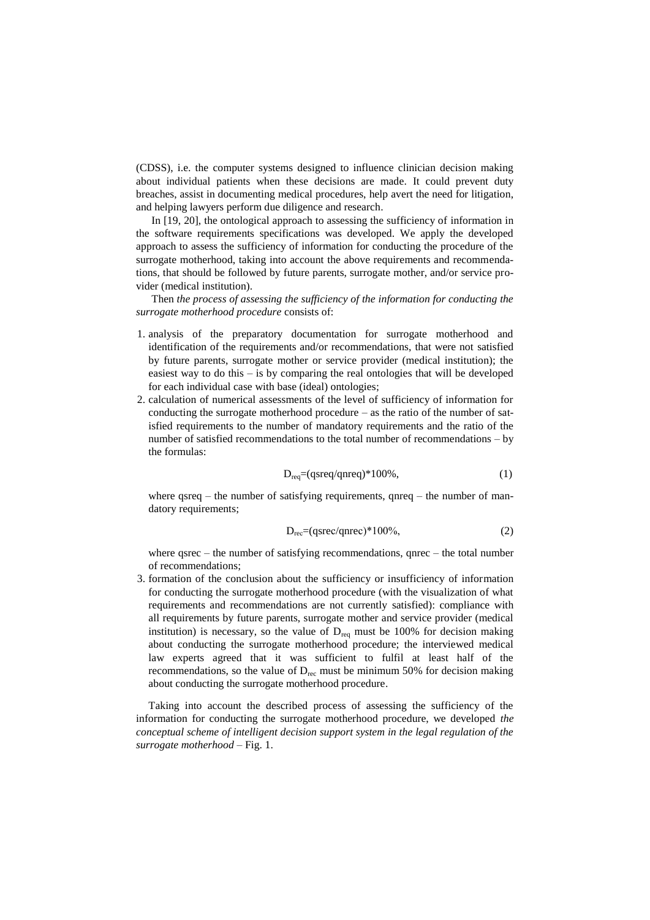(CDSS), i.e. the computer systems designed to influence clinician decision making about individual patients when these decisions are made. It could prevent duty breaches, assist in documenting medical procedures, help avert the need for litigation, and helping lawyers perform due diligence and research.

In [19, 20], the ontological approach to assessing the sufficiency of information in the software requirements specifications was developed. We apply the developed approach to assess the sufficiency of information for conducting the procedure of the surrogate motherhood, taking into account the above requirements and recommendations, that should be followed by future parents, surrogate mother, and/or service provider (medical institution).

Then *the process of assessing the sufficiency of the information for conducting the surrogate motherhood procedure* consists of:

1. analysis of the preparatory documentation for surrogate motherhood and identification of the requirements and/or recommendations, that were not satisfied by future parents, surrogate mother or service provider (medical institution); the easiest way to do this – is by comparing the real ontologies that will be developed for each individual case with base (ideal) ontologies;
2. calculation of numerical assessments of the level of sufficiency of information for conducting the surrogate motherhood procedure – as the ratio of the number of satisfied requirements to the number of mandatory requirements and the ratio of the number of satisfied recommendations to the total number of recommendations – by the formulas:

$$D_{req}=(qsreq/qnreq)*100\%, \tag{1}$$

   where qsreq – the number of satisfying requirements, qnreq – the number of mandatory requirements;

$$D_{rec}=(qsrec/qnrec)*100\%, \tag{2}$$

   where qsrec – the number of satisfying recommendations, qnrec – the total number of recommendations;
3. formation of the conclusion about the sufficiency or insufficiency of information for conducting the surrogate motherhood procedure (with the visualization of what requirements and recommendations are not currently satisfied): compliance with all requirements by future parents, surrogate mother and service provider (medical institution) is necessary, so the value of $D_{req}$ must be 100% for decision making about conducting the surrogate motherhood procedure; the interviewed medical law experts agreed that it was sufficient to fulfil at least half of the recommendations, so the value of $D_{rec}$ must be minimum 50% for decision making about conducting the surrogate motherhood procedure.

Taking into account the described process of assessing the sufficiency of the information for conducting the surrogate motherhood procedure, we developed *the conceptual scheme of intelligent decision support system in the legal regulation of the surrogate motherhood* – Fig. 1.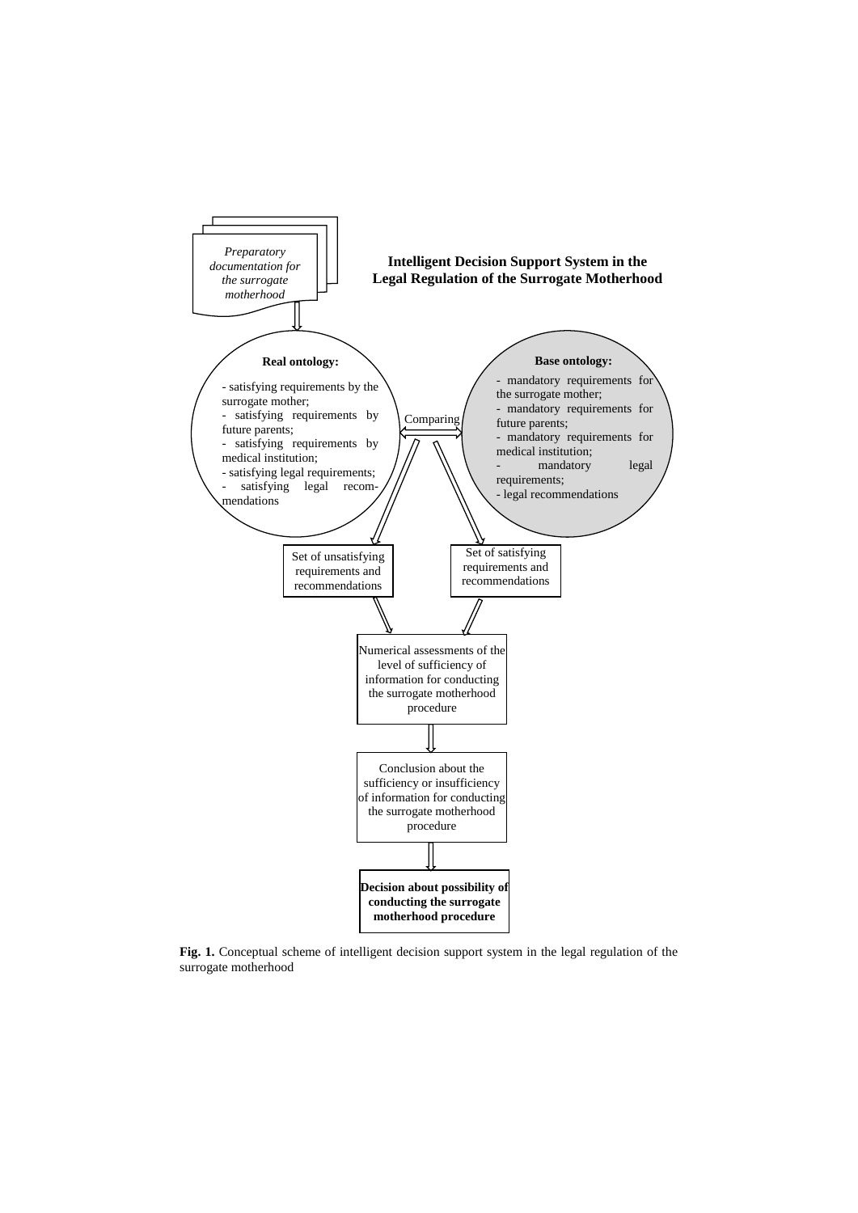*Preparatory documentation for the surrogate motherhood*

**Intelligent Decision Support System in the Legal Regulation of the Surrogate Motherhood**

**Real ontology:**

- satisfying requirements by the surrogate mother;
- satisfying requirements by future parents;
- satisfying requirements by medical institution;
- satisfying legal requirements;
- satisfying legal recommendations

Comparing

**Base ontology:**

- mandatory requirements for the surrogate mother;
- mandatory requirements for future parents;
- mandatory requirements for medical institution;
- mandatory legal requirements;
- legal recommendations

Set of unsatisfying requirements and recommendations

Set of satisfying requirements and recommendations

Numerical assessments of the level of sufficiency of information for conducting the surrogate motherhood procedure

Conclusion about the sufficiency or insufficiency of information for conducting the surrogate motherhood procedure

**Decision about possibility of conducting the surrogate motherhood procedure**

**Fig. 1.** Conceptual scheme of intelligent decision support system in the legal regulation of the surrogate motherhood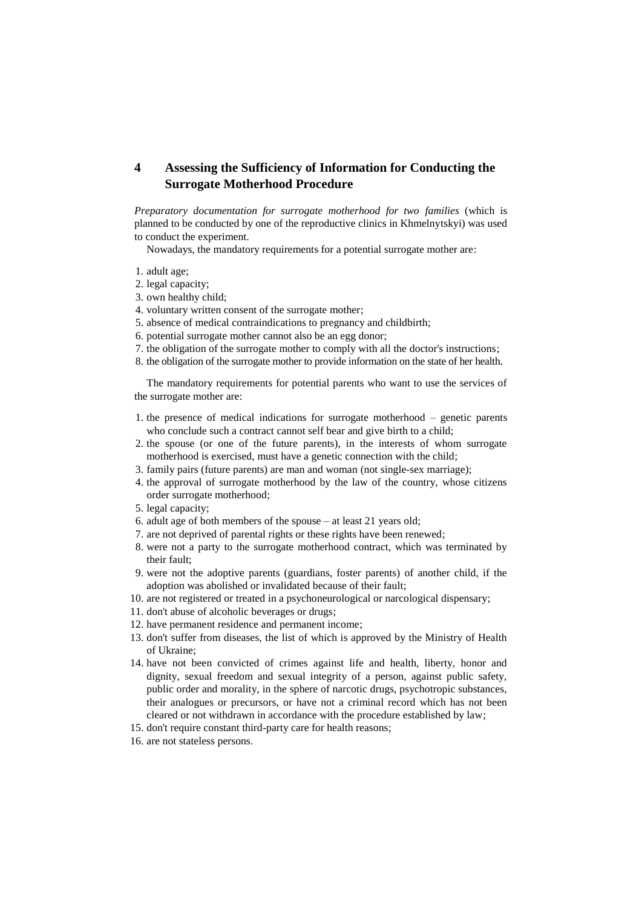## 4 Assessing the Sufficiency of Information for Conducting the Surrogate Motherhood Procedure

*Preparatory documentation for surrogate motherhood for two families* (which is planned to be conducted by one of the reproductive clinics in Khmelnytskyi) was used to conduct the experiment.

Nowadays, the mandatory requirements for a potential surrogate mother are:

1. adult age;
2. legal capacity;
3. own healthy child;
4. voluntary written consent of the surrogate mother;
5. absence of medical contraindications to pregnancy and childbirth;
6. potential surrogate mother cannot also be an egg donor;
7. the obligation of the surrogate mother to comply with all the doctor's instructions;
8. the obligation of the surrogate mother to provide information on the state of her health.

The mandatory requirements for potential parents who want to use the services of the surrogate mother are:

1. the presence of medical indications for surrogate motherhood – genetic parents who conclude such a contract cannot self bear and give birth to a child;
2. the spouse (or one of the future parents), in the interests of whom surrogate motherhood is exercised, must have a genetic connection with the child;
3. family pairs (future parents) are man and woman (not single-sex marriage);
4. the approval of surrogate motherhood by the law of the country, whose citizens order surrogate motherhood;
5. legal capacity;
6. adult age of both members of the spouse – at least 21 years old;
7. are not deprived of parental rights or these rights have been renewed;
8. were not a party to the surrogate motherhood contract, which was terminated by their fault;
9. were not the adoptive parents (guardians, foster parents) of another child, if the adoption was abolished or invalidated because of their fault;
10. are not registered or treated in a psychoneurological or narcological dispensary;
11. don't abuse of alcoholic beverages or drugs;
12. have permanent residence and permanent income;
13. don't suffer from diseases, the list of which is approved by the Ministry of Health of Ukraine;
14. have not been convicted of crimes against life and health, liberty, honor and dignity, sexual freedom and sexual integrity of a person, against public safety, public order and morality, in the sphere of narcotic drugs, psychotropic substances, their analogues or precursors, or have not a criminal record which has not been cleared or not withdrawn in accordance with the procedure established by law;
15. don't require constant third-party care for health reasons;
16. are not stateless persons.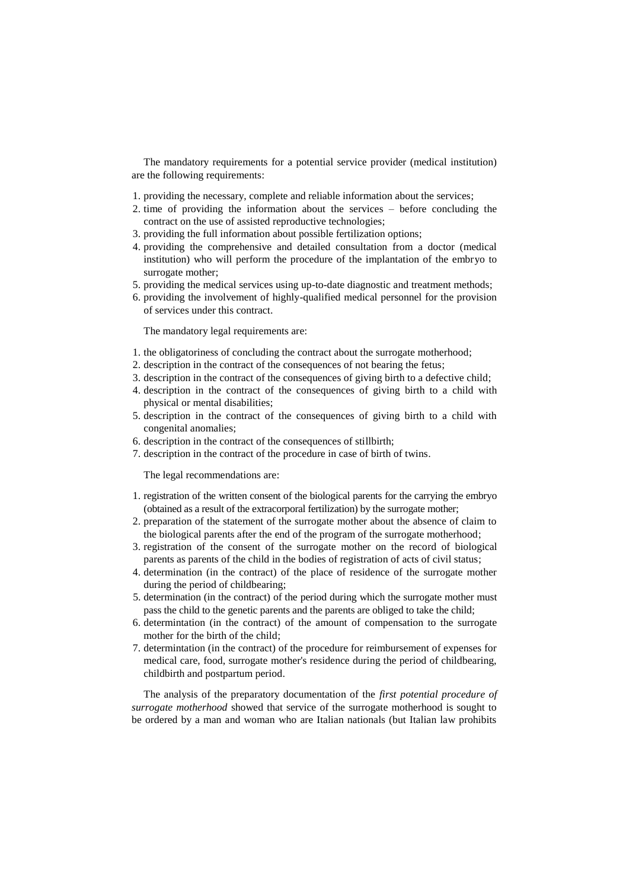The mandatory requirements for a potential service provider (medical institution) are the following requirements:

1. providing the necessary, complete and reliable information about the services;
2. time of providing the information about the services – before concluding the contract on the use of assisted reproductive technologies;
3. providing the full information about possible fertilization options;
4. providing the comprehensive and detailed consultation from a doctor (medical institution) who will perform the procedure of the implantation of the embryo to surrogate mother;
5. providing the medical services using up-to-date diagnostic and treatment methods;
6. providing the involvement of highly-qualified medical personnel for the provision of services under this contract.

The mandatory legal requirements are:

1. the obligatoriness of concluding the contract about the surrogate motherhood;
2. description in the contract of the consequences of not bearing the fetus;
3. description in the contract of the consequences of giving birth to a defective child;
4. description in the contract of the consequences of giving birth to a child with physical or mental disabilities;
5. description in the contract of the consequences of giving birth to a child with congenital anomalies;
6. description in the contract of the consequences of stillbirth;
7. description in the contract of the procedure in case of birth of twins.

The legal recommendations are:

1. registration of the written consent of the biological parents for the carrying the embryo (obtained as a result of the extracorporal fertilization) by the surrogate mother;
2. preparation of the statement of the surrogate mother about the absence of claim to the biological parents after the end of the program of the surrogate motherhood;
3. registration of the consent of the surrogate mother on the record of biological parents as parents of the child in the bodies of registration of acts of civil status;
4. determination (in the contract) of the place of residence of the surrogate mother during the period of childbearing;
5. determination (in the contract) of the period during which the surrogate mother must pass the child to the genetic parents and the parents are obliged to take the child;
6. determintation (in the contract) of the amount of compensation to the surrogate mother for the birth of the child;
7. determintation (in the contract) of the procedure for reimbursement of expenses for medical care, food, surrogate mother's residence during the period of childbearing, childbirth and postpartum period.

The analysis of the preparatory documentation of the *first potential procedure of surrogate motherhood* showed that service of the surrogate motherhood is sought to be ordered by a man and woman who are Italian nationals (but Italian law prohibits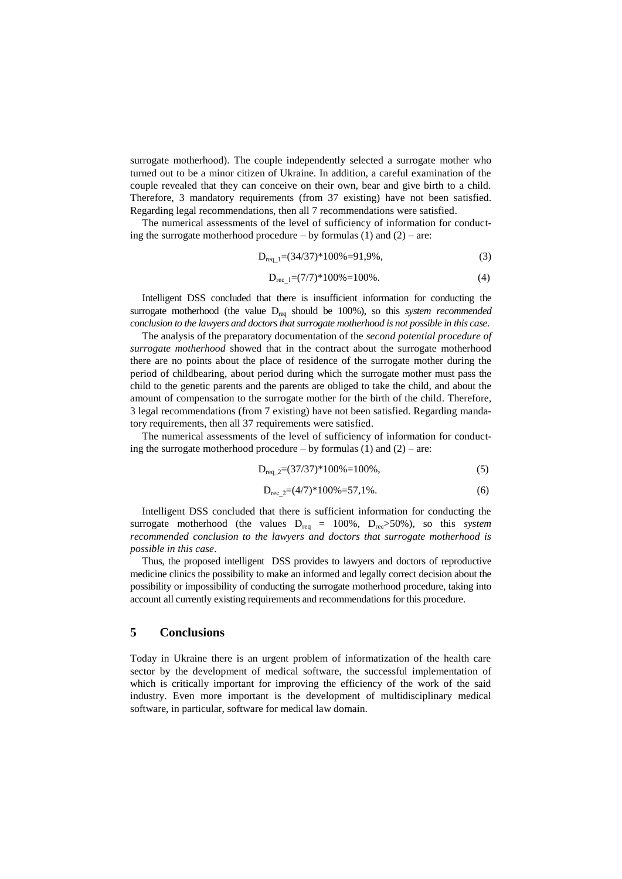surrogate motherhood). The couple independently selected a surrogate mother who turned out to be a minor citizen of Ukraine. In addition, a careful examination of the couple revealed that they can conceive on their own, bear and give birth to a child. Therefore, 3 mandatory requirements (from 37 existing) have not been satisfied. Regarding legal recommendations, then all 7 recommendations were satisfied.

The numerical assessments of the level of sufficiency of information for conducting the surrogate motherhood procedure – by formulas (1) and (2) – are:

$$D_{req\_1}=(34/37)*100\%=91{,}9\%, \tag{3}$$

$$D_{rec\_1}=(7/7)*100\%=100\%. \tag{4}$$

Intelligent DSS concluded that there is insufficient information for conducting the surrogate motherhood (the value $D_{req}$ should be 100%), so this *system recommended conclusion to the lawyers and doctors that surrogate motherhood is not possible in this case.*

The analysis of the preparatory documentation of the *second potential procedure of surrogate motherhood* showed that in the contract about the surrogate motherhood there are no points about the place of residence of the surrogate mother during the period of childbearing, about period during which the surrogate mother must pass the child to the genetic parents and the parents are obliged to take the child, and about the amount of compensation to the surrogate mother for the birth of the child. Therefore, 3 legal recommendations (from 7 existing) have not been satisfied. Regarding mandatory requirements, then all 37 requirements were satisfied.

The numerical assessments of the level of sufficiency of information for conducting the surrogate motherhood procedure – by formulas (1) and (2) – are:

$$D_{req\_2}=(37/37)*100\%=100\%, \tag{5}$$

$$D_{rec\_2}=(4/7)*100\%=57{,}1\%. \tag{6}$$

Intelligent DSS concluded that there is sufficient information for conducting the surrogate motherhood (the values $D_{req}$ = 100%, $D_{rec}$>50%), so this *system recommended conclusion to the lawyers and doctors that surrogate motherhood is possible in this case*.

Thus, the proposed intelligent DSS provides to lawyers and doctors of reproductive medicine clinics the possibility to make an informed and legally correct decision about the possibility or impossibility of conducting the surrogate motherhood procedure, taking into account all currently existing requirements and recommendations for this procedure.

## 5 Conclusions

Today in Ukraine there is an urgent problem of informatization of the health care sector by the development of medical software, the successful implementation of which is critically important for improving the efficiency of the work of the said industry. Even more important is the development of multidisciplinary medical software, in particular, software for medical law domain.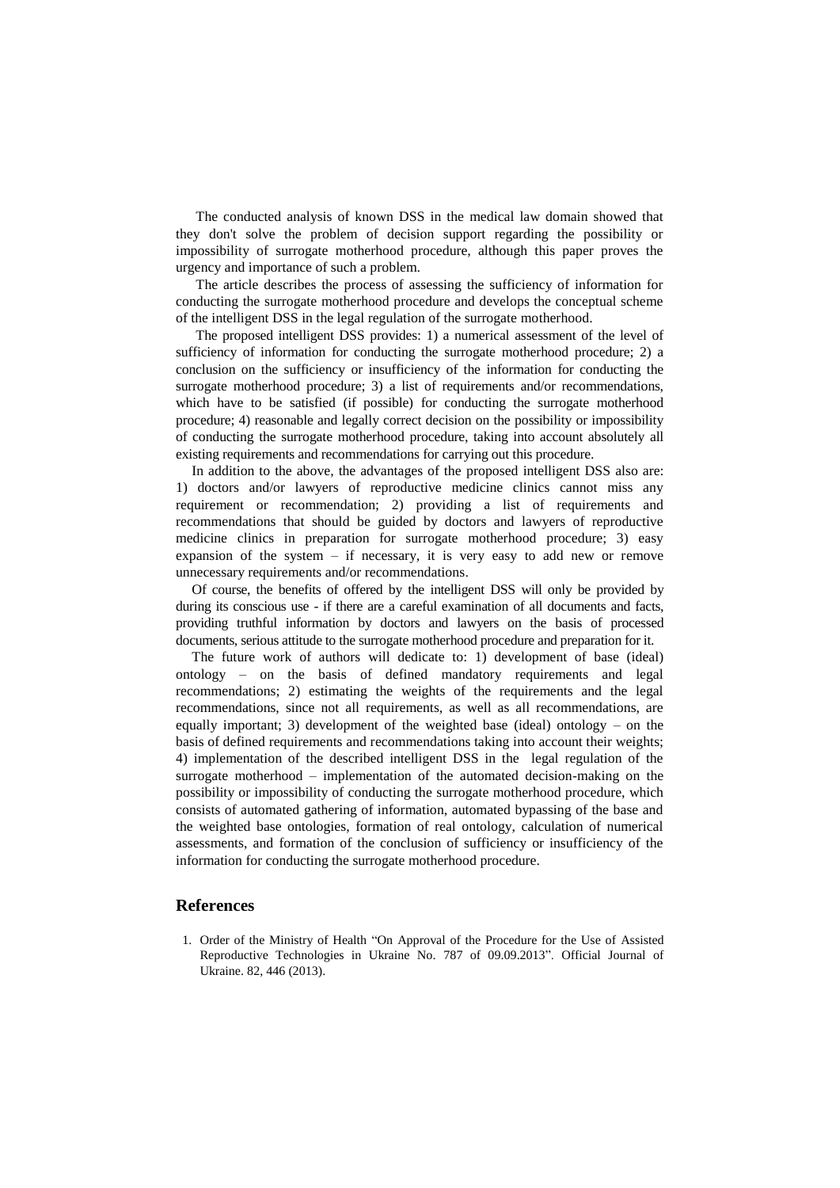The conducted analysis of known DSS in the medical law domain showed that they don't solve the problem of decision support regarding the possibility or impossibility of surrogate motherhood procedure, although this paper proves the urgency and importance of such a problem.

The article describes the process of assessing the sufficiency of information for conducting the surrogate motherhood procedure and develops the conceptual scheme of the intelligent DSS in the legal regulation of the surrogate motherhood.

The proposed intelligent DSS provides: 1) a numerical assessment of the level of sufficiency of information for conducting the surrogate motherhood procedure; 2) a conclusion on the sufficiency or insufficiency of the information for conducting the surrogate motherhood procedure; 3) a list of requirements and/or recommendations, which have to be satisfied (if possible) for conducting the surrogate motherhood procedure; 4) reasonable and legally correct decision on the possibility or impossibility of conducting the surrogate motherhood procedure, taking into account absolutely all existing requirements and recommendations for carrying out this procedure.

In addition to the above, the advantages of the proposed intelligent DSS also are: 1) doctors and/or lawyers of reproductive medicine clinics cannot miss any requirement or recommendation; 2) providing a list of requirements and recommendations that should be guided by doctors and lawyers of reproductive medicine clinics in preparation for surrogate motherhood procedure; 3) easy expansion of the system – if necessary, it is very easy to add new or remove unnecessary requirements and/or recommendations.

Of course, the benefits of offered by the intelligent DSS will only be provided by during its conscious use - if there are a careful examination of all documents and facts, providing truthful information by doctors and lawyers on the basis of processed documents, serious attitude to the surrogate motherhood procedure and preparation for it.

The future work of authors will dedicate to: 1) development of base (ideal) ontology – on the basis of defined mandatory requirements and legal recommendations; 2) estimating the weights of the requirements and the legal recommendations, since not all requirements, as well as all recommendations, are equally important; 3) development of the weighted base (ideal) ontology – on the basis of defined requirements and recommendations taking into account their weights; 4) implementation of the described intelligent DSS in the legal regulation of the surrogate motherhood – implementation of the automated decision-making on the possibility or impossibility of conducting the surrogate motherhood procedure, which consists of automated gathering of information, automated bypassing of the base and the weighted base ontologies, formation of real ontology, calculation of numerical assessments, and formation of the conclusion of sufficiency or insufficiency of the information for conducting the surrogate motherhood procedure.

## References

1. Order of the Ministry of Health "On Approval of the Procedure for the Use of Assisted Reproductive Technologies in Ukraine No. 787 of 09.09.2013". Official Journal of Ukraine. 82, 446 (2013).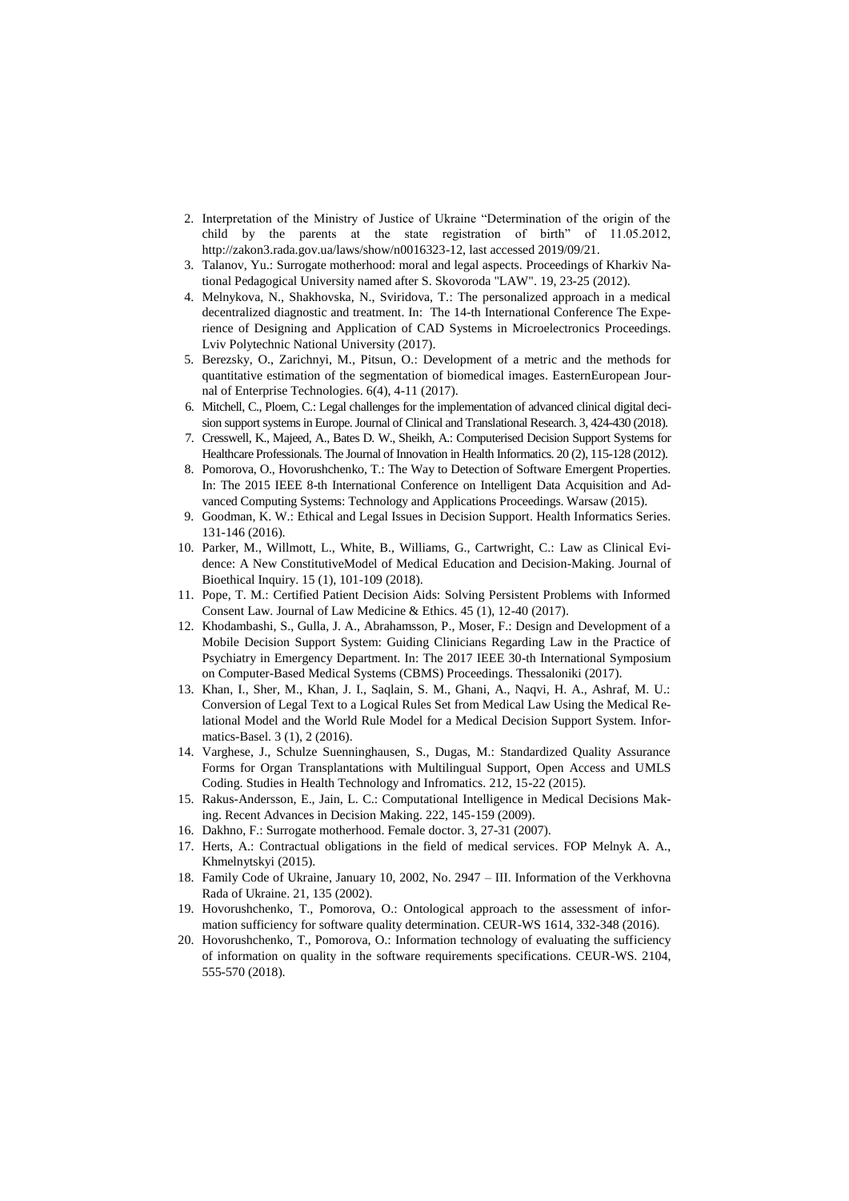2. Interpretation of the Ministry of Justice of Ukraine "Determination of the origin of the child by the parents at the state registration of birth" of 11.05.2012, http://zakon3.rada.gov.ua/laws/show/n0016323-12, last accessed 2019/09/21.
3. Talanov, Yu.: Surrogate motherhood: moral and legal aspects. Proceedings of Kharkiv National Pedagogical University named after S. Skovoroda "LAW". 19, 23-25 (2012).
4. Melnykova, N., Shakhovska, N., Sviridova, T.: The personalized approach in a medical decentralized diagnostic and treatment. In: The 14-th International Conference The Experience of Designing and Application of CAD Systems in Microelectronics Proceedings. Lviv Polytechnic National University (2017).
5. Berezsky, O., Zarichnyi, M., Pitsun, O.: Development of a metric and the methods for quantitative estimation of the segmentation of biomedical images. EasternEuropean Journal of Enterprise Technologies. 6(4), 4-11 (2017).
6. Mitchell, C., Ploem, C.: Legal challenges for the implementation of advanced clinical digital decision support systems in Europe. Journal of Clinical and Translational Research. 3, 424-430 (2018).
7. Cresswell, K., Majeed, A., Bates D. W., Sheikh, A.: Computerised Decision Support Systems for Healthcare Professionals. The Journal of Innovation in Health Informatics. 20 (2), 115-128 (2012).
8. Pomorova, O., Hovorushchenko, T.: The Way to Detection of Software Emergent Properties. In: The 2015 IEEE 8-th International Conference on Intelligent Data Acquisition and Advanced Computing Systems: Technology and Applications Proceedings. Warsaw (2015).
9. Goodman, K. W.: Ethical and Legal Issues in Decision Support. Health Informatics Series. 131-146 (2016).
10. Parker, M., Willmott, L., White, B., Williams, G., Cartwright, C.: Law as Clinical Evidence: A New ConstitutiveModel of Medical Education and Decision-Making. Journal of Bioethical Inquiry. 15 (1), 101-109 (2018).
11. Pope, T. M.: Certified Patient Decision Aids: Solving Persistent Problems with Informed Consent Law. Journal of Law Medicine & Ethics. 45 (1), 12-40 (2017).
12. Khodambashi, S., Gulla, J. A., Abrahamsson, P., Moser, F.: Design and Development of a Mobile Decision Support System: Guiding Clinicians Regarding Law in the Practice of Psychiatry in Emergency Department. In: The 2017 IEEE 30-th International Symposium on Computer-Based Medical Systems (CBMS) Proceedings. Thessaloniki (2017).
13. Khan, I., Sher, M., Khan, J. I., Saqlain, S. M., Ghani, A., Naqvi, H. A., Ashraf, M. U.: Conversion of Legal Text to a Logical Rules Set from Medical Law Using the Medical Relational Model and the World Rule Model for a Medical Decision Support System. Informatics-Basel. 3 (1), 2 (2016).
14. Varghese, J., Schulze Suenninghausen, S., Dugas, M.: Standardized Quality Assurance Forms for Organ Transplantations with Multilingual Support, Open Access and UMLS Coding. Studies in Health Technology and Infromatics. 212, 15-22 (2015).
15. Rakus-Andersson, E., Jain, L. C.: Computational Intelligence in Medical Decisions Making. Recent Advances in Decision Making. 222, 145-159 (2009).
16. Dakhno, F.: Surrogate motherhood. Female doctor. 3, 27-31 (2007).
17. Herts, A.: Contractual obligations in the field of medical services. FOP Melnyk A. A., Khmelnytskyi (2015).
18. Family Code of Ukraine, January 10, 2002, No. 2947 – III. Information of the Verkhovna Rada of Ukraine. 21, 135 (2002).
19. Hovorushchenko, T., Pomorova, O.: Ontological approach to the assessment of information sufficiency for software quality determination. CEUR-WS 1614, 332-348 (2016).
20. Hovorushchenko, T., Pomorova, O.: Information technology of evaluating the sufficiency of information on quality in the software requirements specifications. CEUR-WS. 2104, 555-570 (2018).